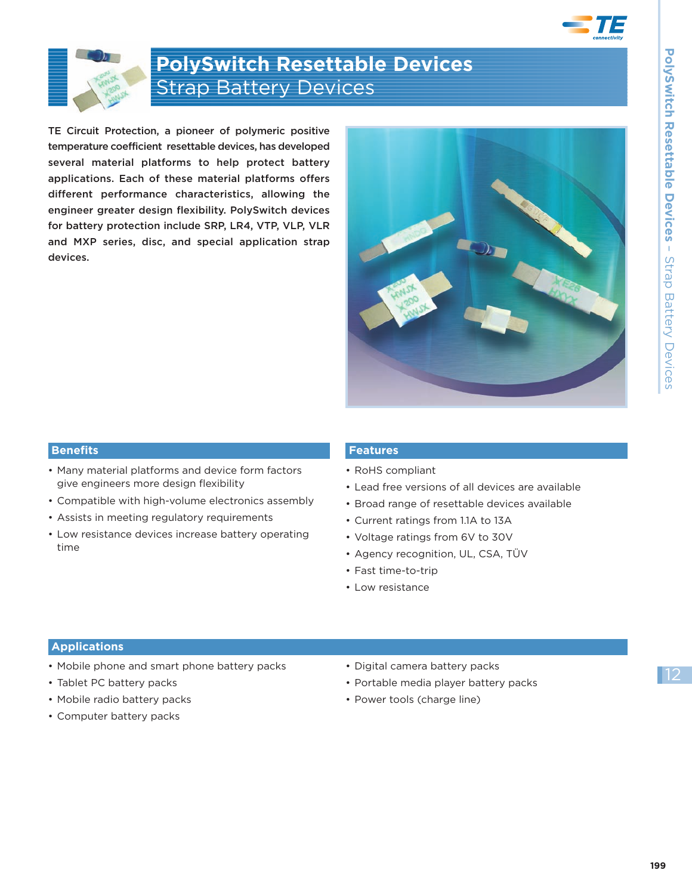# PolySwitch Resettable Devices

## Strap Battery Devices

**TE Circuit Protection, a pioneer of polymeric positive temperature coefficient resettable devices, has developed several material platforms to help protect battery applications. Each of these material platforms offers different performance characteristics, allowing the engineer greater design flexibility. PolySwitch devices for battery protection include SRP, LR4, VTP, VLP, VLR and MXP series, disc, and special application strap devices.**

### Benefits

- Many material platforms and device form factors give engineers more design flexibility
- Compatible with high-volume electronics assembly
- Assists in meeting regulatory requirements
- Low resistance devices increase battery operating time

### Features

- RoHS compliant
- Lead free versions of all devices are available
- Broad range of resettable devices available
- Current ratings from 1.1A to 13A
- Voltage ratings from 6V to 30V
- Agency recognition, UL, CSA, TÜV
- Fast time-to-trip
- Low resistance

### Applications

- Mobile phone and smart phone battery packs
- Tablet PC battery packs
- Mobile radio battery packs
- Computer battery packs
- Digital camera battery packs
- Portable media player battery packs
- Power tools (charge line)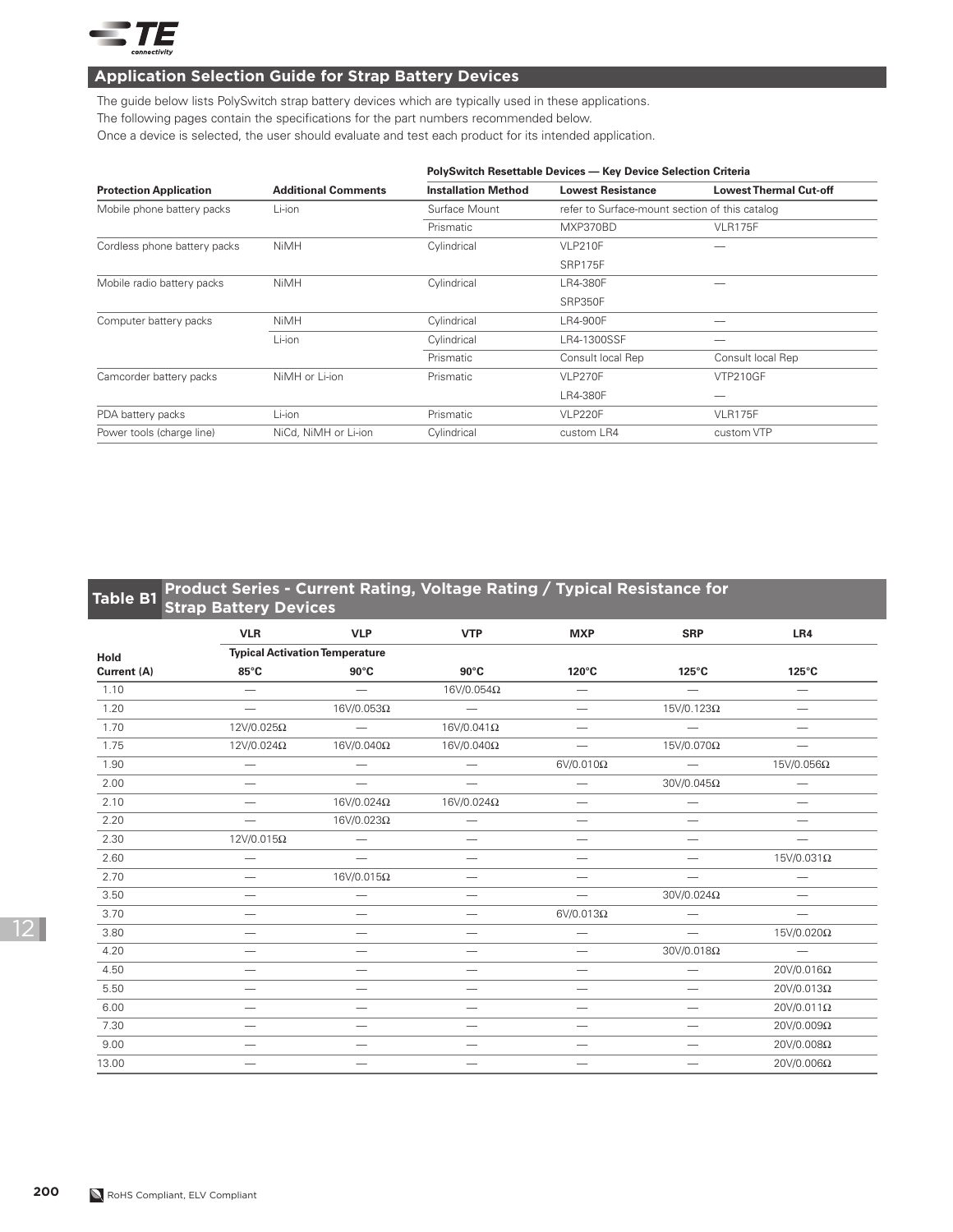## Application Selection Guide for Strap Battery Devices

The guide below lists PolySwitch strap battery devices which are typically used in these applications.
The following pages contain the specifications for the part numbers recommended below.
Once a device is selected, the user should evaluate and test each product for its intended application.

| | | PolySwitch Resettable Devices — Key Device Selection Criteria | | |
|---|---|---|---|---|
| **Protection Application** | **Additional Comments** | **Installation Method** | **Lowest Resistance** | **Lowest Thermal Cut-off** |
| Mobile phone battery packs | Li-ion | Surface Mount | refer to Surface-mount section of this catalog | |
| | | Prismatic | MXP370BD | VLR175F |
| Cordless phone battery packs | NiMH | Cylindrical | VLP210F | — |
| | | | SRP175F | |
| Mobile radio battery packs | NiMH | Cylindrical | LR4-380F | — |
| | | | SRP350F | |
| Computer battery packs | NiMH | Cylindrical | LR4-900F | — |
| | Li-ion | Cylindrical | LR4-1300SSF | — |
| | | Prismatic | Consult local Rep | Consult local Rep |
| Camcorder battery packs | NiMH or Li-ion | Prismatic | VLP270F | VTP210GF |
| | | | LR4-380F | — |
| PDA battery packs | Li-ion | Prismatic | VLP220F | VLR175F |
| Power tools (charge line) | NiCd, NiMH or Li-ion | Cylindrical | custom LR4 | custom VTP |

## Table B1 Product Series - Current Rating, Voltage Rating / Typical Resistance for Strap Battery Devices

| | VLR | VLP | VTP | MXP | SRP | LR4 |
|---|---|---|---|---|---|---|
| **Hold** | **Typical Activation Temperature** | | | | | |
| **Current (A)** | **85°C** | **90°C** | **90°C** | **120°C** | **125°C** | **125°C** |
| 1.10 | — | — | 16V/0.054Ω | — | — | — |
| 1.20 | — | 16V/0.053Ω | — | — | 15V/0.123Ω | — |
| 1.70 | 12V/0.025Ω | — | 16V/0.041Ω | — | — | — |
| 1.75 | 12V/0.024Ω | 16V/0.040Ω | 16V/0.040Ω | — | 15V/0.070Ω | — |
| 1.90 | — | — | — | 6V/0.010Ω | — | 15V/0.056Ω |
| 2.00 | — | — | — | — | 30V/0.045Ω | — |
| 2.10 | — | 16V/0.024Ω | 16V/0.024Ω | — | — | — |
| 2.20 | — | 16V/0.023Ω | — | — | — | — |
| 2.30 | 12V/0.015Ω | — | — | — | — | — |
| 2.60 | — | — | — | — | — | 15V/0.031Ω |
| 2.70 | — | 16V/0.015Ω | — | — | — | — |
| 3.50 | — | — | — | — | 30V/0.024Ω | — |
| 3.70 | — | — | — | 6V/0.013Ω | — | — |
| 3.80 | — | — | — | — | — | 15V/0.020Ω |
| 4.20 | — | — | — | — | 30V/0.018Ω | — |
| 4.50 | — | — | — | — | — | 20V/0.016Ω |
| 5.50 | — | — | — | — | — | 20V/0.013Ω |
| 6.00 | — | — | — | — | — | 20V/0.011Ω |
| 7.30 | — | — | — | — | — | 20V/0.009Ω |
| 9.00 | — | — | — | — | — | 20V/0.008Ω |
| 13.00 | — | — | — | — | — | 20V/0.006Ω |

RoHS Compliant, ELV Compliant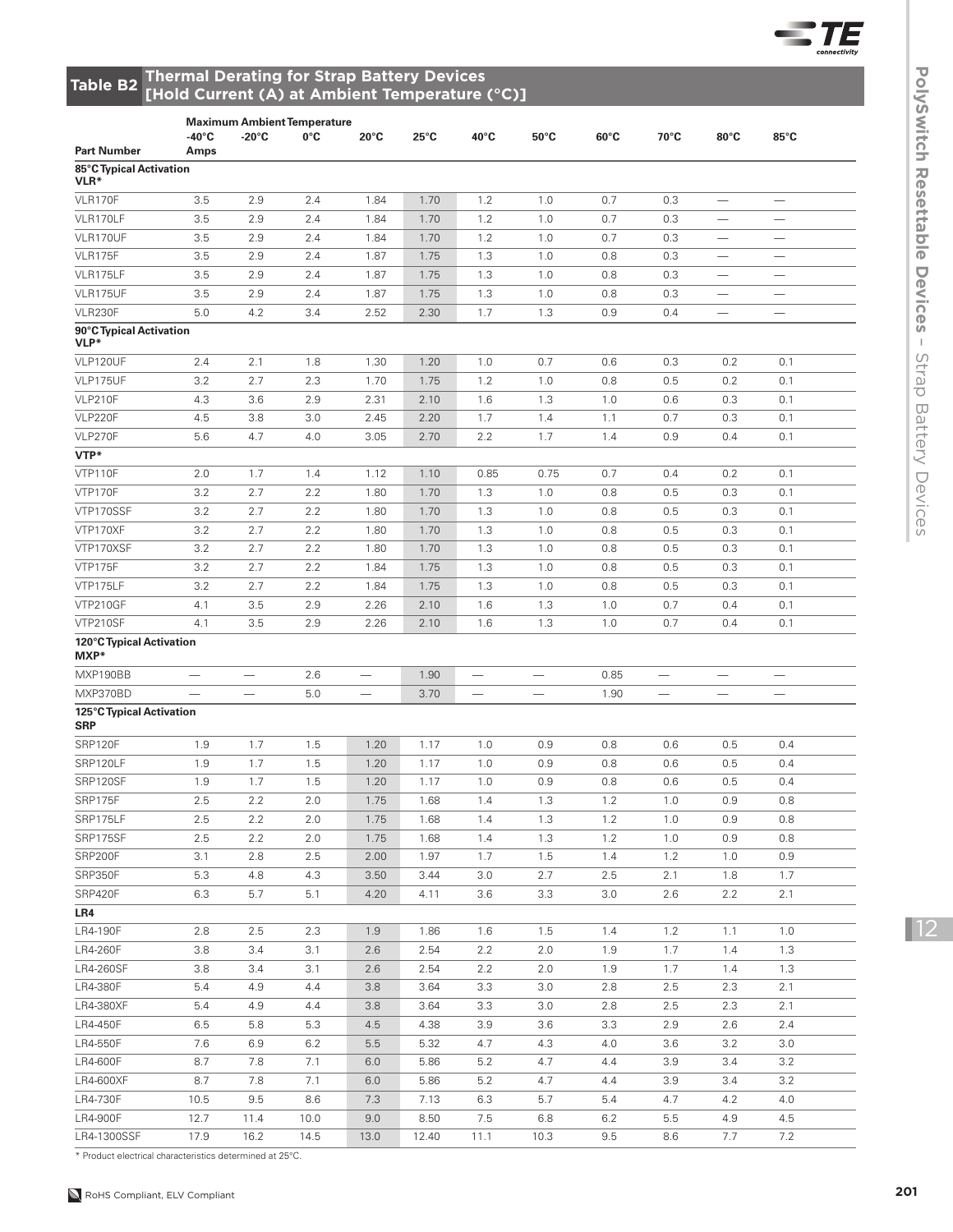## Table B2 Thermal Derating for Strap Battery Devices [Hold Current (A) at Ambient Temperature (°C)]

| Part Number | Maximum Ambient Temperature -40°C Amps | -20°C | 0°C | 20°C | 25°C | 40°C | 50°C | 60°C | 70°C | 80°C | 85°C |
|---|---|---|---|---|---|---|---|---|---|---|---|
| **85°C Typical Activation VLR*** | | | | | | | | | | | |
| VLR170F | 3.5 | 2.9 | 2.4 | 1.84 | 1.70 | 1.2 | 1.0 | 0.7 | 0.3 | — | — |
| VLR170LF | 3.5 | 2.9 | 2.4 | 1.84 | 1.70 | 1.2 | 1.0 | 0.7 | 0.3 | — | — |
| VLR170UF | 3.5 | 2.9 | 2.4 | 1.84 | 1.70 | 1.2 | 1.0 | 0.7 | 0.3 | — | — |
| VLR175F | 3.5 | 2.9 | 2.4 | 1.87 | 1.75 | 1.3 | 1.0 | 0.8 | 0.3 | — | — |
| VLR175LF | 3.5 | 2.9 | 2.4 | 1.87 | 1.75 | 1.3 | 1.0 | 0.8 | 0.3 | — | — |
| VLR175UF | 3.5 | 2.9 | 2.4 | 1.87 | 1.75 | 1.3 | 1.0 | 0.8 | 0.3 | — | — |
| VLR230F | 5.0 | 4.2 | 3.4 | 2.52 | 2.30 | 1.7 | 1.3 | 0.9 | 0.4 | — | — |
| **90°C Typical Activation VLP*** | | | | | | | | | | | |
| VLP120UF | 2.4 | 2.1 | 1.8 | 1.30 | 1.20 | 1.0 | 0.7 | 0.6 | 0.3 | 0.2 | 0.1 |
| VLP175UF | 3.2 | 2.7 | 2.3 | 1.70 | 1.75 | 1.2 | 1.0 | 0.8 | 0.5 | 0.2 | 0.1 |
| VLP210F | 4.3 | 3.6 | 2.9 | 2.31 | 2.10 | 1.6 | 1.3 | 1.0 | 0.6 | 0.3 | 0.1 |
| VLP220F | 4.5 | 3.8 | 3.0 | 2.45 | 2.20 | 1.7 | 1.4 | 1.1 | 0.7 | 0.3 | 0.1 |
| VLP270F | 5.6 | 4.7 | 4.0 | 3.05 | 2.70 | 2.2 | 1.7 | 1.4 | 0.9 | 0.4 | 0.1 |
| **VTP*** | | | | | | | | | | | |
| VTP110F | 2.0 | 1.7 | 1.4 | 1.12 | 1.10 | 0.85 | 0.75 | 0.7 | 0.4 | 0.2 | 0.1 |
| VTP170F | 3.2 | 2.7 | 2.2 | 1.80 | 1.70 | 1.3 | 1.0 | 0.8 | 0.5 | 0.3 | 0.1 |
| VTP170SSF | 3.2 | 2.7 | 2.2 | 1.80 | 1.70 | 1.3 | 1.0 | 0.8 | 0.5 | 0.3 | 0.1 |
| VTP170XF | 3.2 | 2.7 | 2.2 | 1.80 | 1.70 | 1.3 | 1.0 | 0.8 | 0.5 | 0.3 | 0.1 |
| VTP170XSF | 3.2 | 2.7 | 2.2 | 1.80 | 1.70 | 1.3 | 1.0 | 0.8 | 0.5 | 0.3 | 0.1 |
| VTP175F | 3.2 | 2.7 | 2.2 | 1.84 | 1.75 | 1.3 | 1.0 | 0.8 | 0.5 | 0.3 | 0.1 |
| VTP175LF | 3.2 | 2.7 | 2.2 | 1.84 | 1.75 | 1.3 | 1.0 | 0.8 | 0.5 | 0.3 | 0.1 |
| VTP210GF | 4.1 | 3.5 | 2.9 | 2.26 | 2.10 | 1.6 | 1.3 | 1.0 | 0.7 | 0.4 | 0.1 |
| VTP210SF | 4.1 | 3.5 | 2.9 | 2.26 | 2.10 | 1.6 | 1.3 | 1.0 | 0.7 | 0.4 | 0.1 |
| **120°C Typical Activation MXP*** | | | | | | | | | | | |
| MXP190BB | — | — | 2.6 | — | 1.90 | — | — | 0.85 | — | — | — |
| MXP370BD | — | — | 5.0 | — | 3.70 | — | — | 1.90 | — | — | — |
| **125°C Typical Activation SRP** | | | | | | | | | | | |
| SRP120F | 1.9 | 1.7 | 1.5 | 1.20 | 1.17 | 1.0 | 0.9 | 0.8 | 0.6 | 0.5 | 0.4 |
| SRP120LF | 1.9 | 1.7 | 1.5 | 1.20 | 1.17 | 1.0 | 0.9 | 0.8 | 0.6 | 0.5 | 0.4 |
| SRP120SF | 1.9 | 1.7 | 1.5 | 1.20 | 1.17 | 1.0 | 0.9 | 0.8 | 0.6 | 0.5 | 0.4 |
| SRP175F | 2.5 | 2.2 | 2.0 | 1.75 | 1.68 | 1.4 | 1.3 | 1.2 | 1.0 | 0.9 | 0.8 |
| SRP175LF | 2.5 | 2.2 | 2.0 | 1.75 | 1.68 | 1.4 | 1.3 | 1.2 | 1.0 | 0.9 | 0.8 |
| SRP175SF | 2.5 | 2.2 | 2.0 | 1.75 | 1.68 | 1.4 | 1.3 | 1.2 | 1.0 | 0.9 | 0.8 |
| SRP200F | 3.1 | 2.8 | 2.5 | 2.00 | 1.97 | 1.7 | 1.5 | 1.4 | 1.2 | 1.0 | 0.9 |
| SRP350F | 5.3 | 4.8 | 4.3 | 3.50 | 3.44 | 3.0 | 2.7 | 2.5 | 2.1 | 1.8 | 1.7 |
| SRP420F | 6.3 | 5.7 | 5.1 | 4.20 | 4.11 | 3.6 | 3.3 | 3.0 | 2.6 | 2.2 | 2.1 |
| **LR4** | | | | | | | | | | | |
| LR4-190F | 2.8 | 2.5 | 2.3 | 1.9 | 1.86 | 1.6 | 1.5 | 1.4 | 1.2 | 1.1 | 1.0 |
| LR4-260F | 3.8 | 3.4 | 3.1 | 2.6 | 2.54 | 2.2 | 2.0 | 1.9 | 1.7 | 1.4 | 1.3 |
| LR4-260SF | 3.8 | 3.4 | 3.1 | 2.6 | 2.54 | 2.2 | 2.0 | 1.9 | 1.7 | 1.4 | 1.3 |
| LR4-380F | 5.4 | 4.9 | 4.4 | 3.8 | 3.64 | 3.3 | 3.0 | 2.8 | 2.5 | 2.3 | 2.1 |
| LR4-380XF | 5.4 | 4.9 | 4.4 | 3.8 | 3.64 | 3.3 | 3.0 | 2.8 | 2.5 | 2.3 | 2.1 |
| LR4-450F | 6.5 | 5.8 | 5.3 | 4.5 | 4.38 | 3.9 | 3.6 | 3.3 | 2.9 | 2.6 | 2.4 |
| LR4-550F | 7.6 | 6.9 | 6.2 | 5.5 | 5.32 | 4.7 | 4.3 | 4.0 | 3.6 | 3.2 | 3.0 |
| LR4-600F | 8.7 | 7.8 | 7.1 | 6.0 | 5.86 | 5.2 | 4.7 | 4.4 | 3.9 | 3.4 | 3.2 |
| LR4-600XF | 8.7 | 7.8 | 7.1 | 6.0 | 5.86 | 5.2 | 4.7 | 4.4 | 3.9 | 3.4 | 3.2 |
| LR4-730F | 10.5 | 9.5 | 8.6 | 7.3 | 7.13 | 6.3 | 5.7 | 5.4 | 4.7 | 4.2 | 4.0 |
| LR4-900F | 12.7 | 11.4 | 10.0 | 9.0 | 8.50 | 7.5 | 6.8 | 6.2 | 5.5 | 4.9 | 4.5 |
| LR4-1300SSF | 17.9 | 16.2 | 14.5 | 13.0 | 12.40 | 11.1 | 10.3 | 9.5 | 8.6 | 7.7 | 7.2 |

* Product electrical characteristics determined at 25°C.

RoHS Compliant, ELV Compliant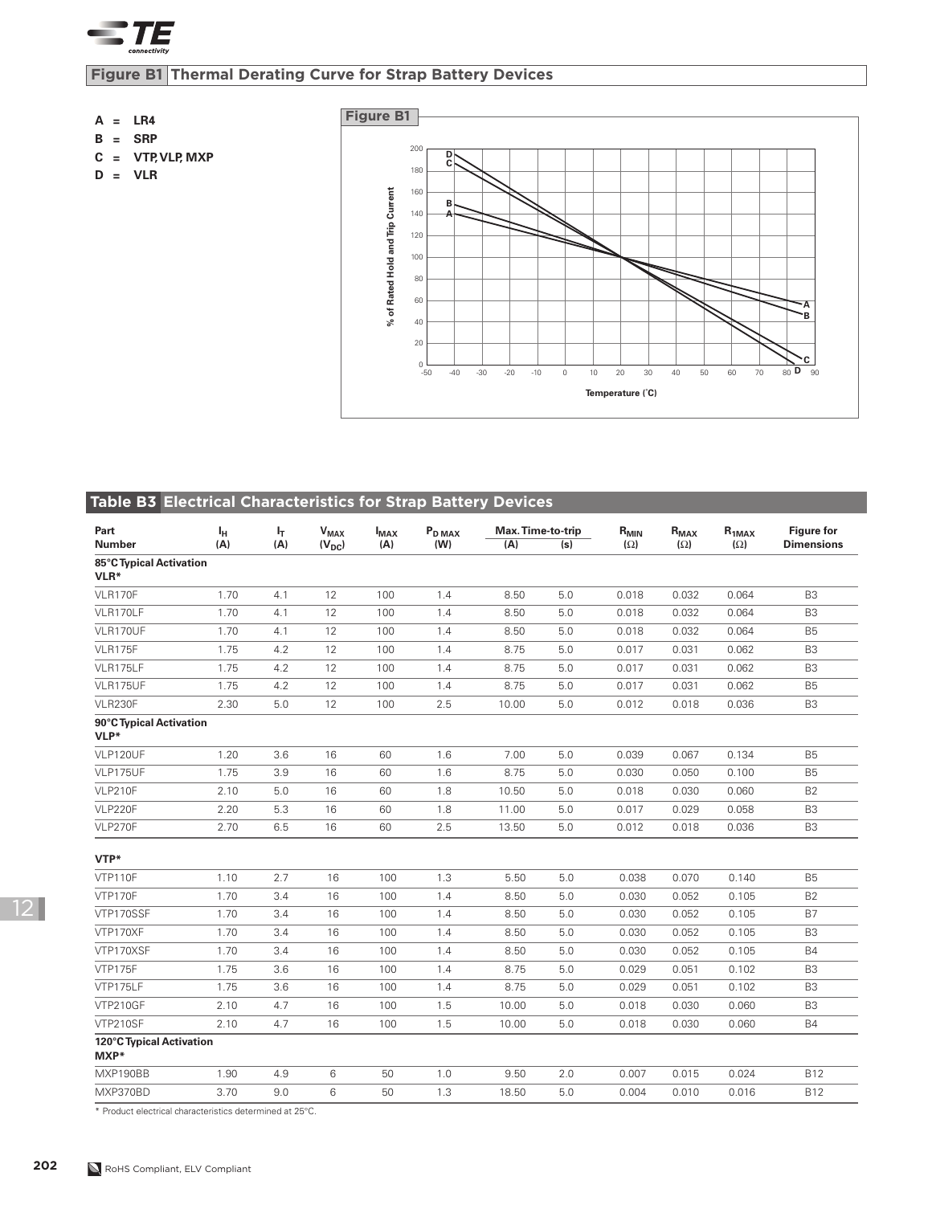## Figure B1 Thermal Derating Curve for Strap Battery Devices

A = LR4
B = SRP
C = VTP, VLP, MXP
D = VLR

Figure B1

## Table B3 Electrical Characteristics for Strap Battery Devices

| Part Number | $I_H$ (A) | $I_T$ (A) | $V_{MAX}$ ($V_{DC}$) | $I_{MAX}$ (A) | $P_{D\,MAX}$ (W) | Max. Time-to-trip (A) | Max. Time-to-trip (s) | $R_{MIN}$ (Ω) | $R_{MAX}$ (Ω) | $R_{1MAX}$ (Ω) | Figure for Dimensions |
|---|---|---|---|---|---|---|---|---|---|---|---|
| **85°C Typical Activation VLR*** | | | | | | | | | | | |
| VLR170F | 1.70 | 4.1 | 12 | 100 | 1.4 | 8.50 | 5.0 | 0.018 | 0.032 | 0.064 | B3 |
| VLR170LF | 1.70 | 4.1 | 12 | 100 | 1.4 | 8.50 | 5.0 | 0.018 | 0.032 | 0.064 | B3 |
| VLR170UF | 1.70 | 4.1 | 12 | 100 | 1.4 | 8.50 | 5.0 | 0.018 | 0.032 | 0.064 | B5 |
| VLR175F | 1.75 | 4.2 | 12 | 100 | 1.4 | 8.75 | 5.0 | 0.017 | 0.031 | 0.062 | B3 |
| VLR175LF | 1.75 | 4.2 | 12 | 100 | 1.4 | 8.75 | 5.0 | 0.017 | 0.031 | 0.062 | B3 |
| VLR175UF | 1.75 | 4.2 | 12 | 100 | 1.4 | 8.75 | 5.0 | 0.017 | 0.031 | 0.062 | B5 |
| VLR230F | 2.30 | 5.0 | 12 | 100 | 2.5 | 10.00 | 5.0 | 0.012 | 0.018 | 0.036 | B3 |
| **90°C Typical Activation VLP*** | | | | | | | | | | | |
| VLP120UF | 1.20 | 3.6 | 16 | 60 | 1.6 | 7.00 | 5.0 | 0.039 | 0.067 | 0.134 | B5 |
| VLP175UF | 1.75 | 3.9 | 16 | 60 | 1.6 | 8.75 | 5.0 | 0.030 | 0.050 | 0.100 | B5 |
| VLP210F | 2.10 | 5.0 | 16 | 60 | 1.8 | 10.50 | 5.0 | 0.018 | 0.030 | 0.060 | B2 |
| VLP220F | 2.20 | 5.3 | 16 | 60 | 1.8 | 11.00 | 5.0 | 0.017 | 0.029 | 0.058 | B3 |
| VLP270F | 2.70 | 6.5 | 16 | 60 | 2.5 | 13.50 | 5.0 | 0.012 | 0.018 | 0.036 | B3 |
| **VTP*** | | | | | | | | | | | |
| VTP110F | 1.10 | 2.7 | 16 | 100 | 1.3 | 5.50 | 5.0 | 0.038 | 0.070 | 0.140 | B5 |
| VTP170F | 1.70 | 3.4 | 16 | 100 | 1.4 | 8.50 | 5.0 | 0.030 | 0.052 | 0.105 | B2 |
| VTP170SSF | 1.70 | 3.4 | 16 | 100 | 1.4 | 8.50 | 5.0 | 0.030 | 0.052 | 0.105 | B7 |
| VTP170XF | 1.70 | 3.4 | 16 | 100 | 1.4 | 8.50 | 5.0 | 0.030 | 0.052 | 0.105 | B3 |
| VTP170XSF | 1.70 | 3.4 | 16 | 100 | 1.4 | 8.50 | 5.0 | 0.030 | 0.052 | 0.105 | B4 |
| VTP175F | 1.75 | 3.6 | 16 | 100 | 1.4 | 8.75 | 5.0 | 0.029 | 0.051 | 0.102 | B3 |
| VTP175LF | 1.75 | 3.6 | 16 | 100 | 1.4 | 8.75 | 5.0 | 0.029 | 0.051 | 0.102 | B3 |
| VTP210GF | 2.10 | 4.7 | 16 | 100 | 1.5 | 10.00 | 5.0 | 0.018 | 0.030 | 0.060 | B3 |
| VTP210SF | 2.10 | 4.7 | 16 | 100 | 1.5 | 10.00 | 5.0 | 0.018 | 0.030 | 0.060 | B4 |
| **120°C Typical Activation MXP*** | | | | | | | | | | | |
| MXP190BB | 1.90 | 4.9 | 6 | 50 | 1.0 | 9.50 | 2.0 | 0.007 | 0.015 | 0.024 | B12 |
| MXP370BD | 3.70 | 9.0 | 6 | 50 | 1.3 | 18.50 | 5.0 | 0.004 | 0.010 | 0.016 | B12 |

\* Product electrical characteristics determined at 25°C.

RoHS Compliant, ELV Compliant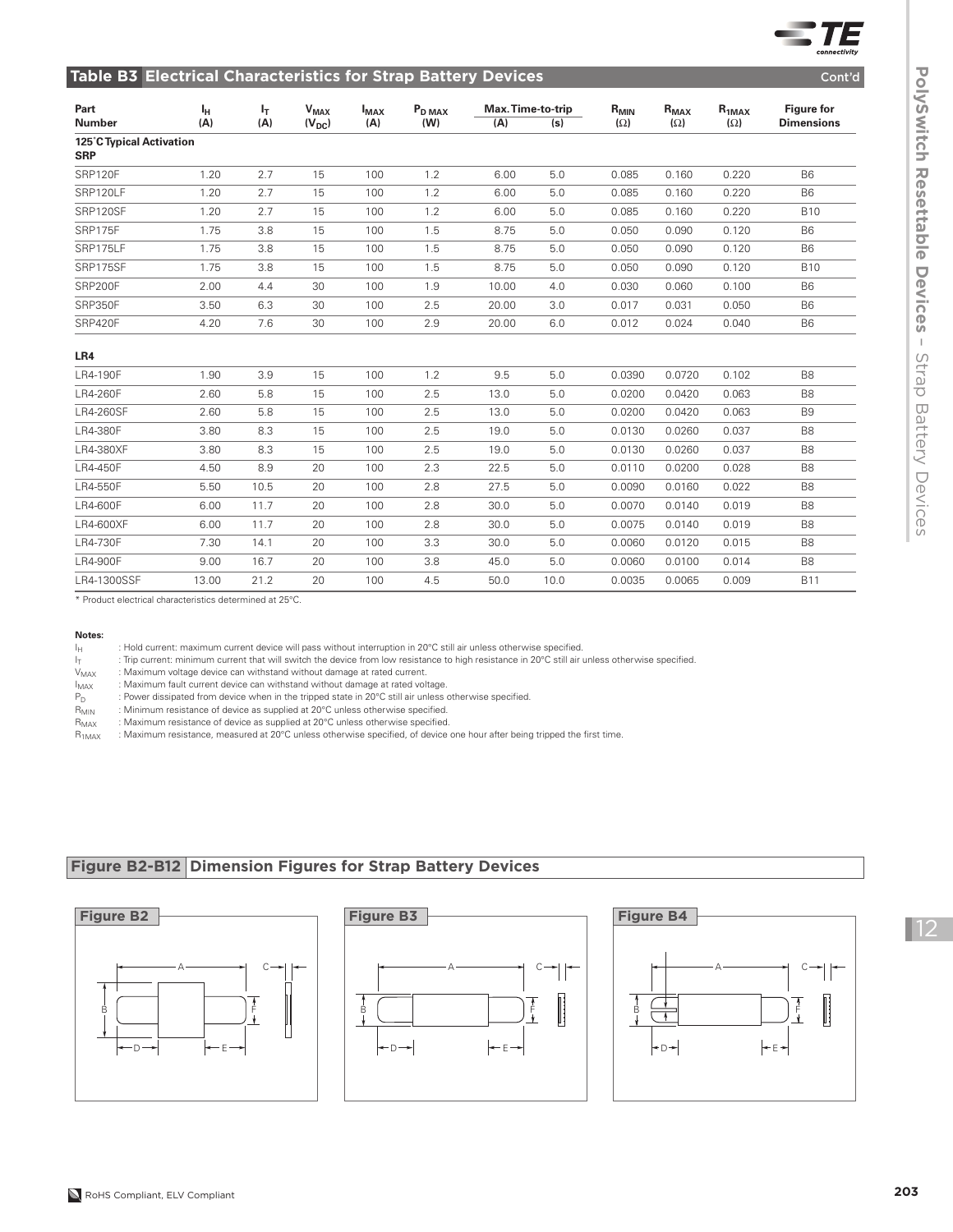## Table B3 Electrical Characteristics for Strap Battery Devices (Cont'd)

| Part Number | $I_H$ (A) | $I_T$ (A) | $V_{MAX}$ ($V_{DC}$) | $I_{MAX}$ (A) | $P_{D\ MAX}$ (W) | Max. Time-to-trip (A) | Max. Time-to-trip (s) | $R_{MIN}$ (Ω) | $R_{MAX}$ (Ω) | $R_{1MAX}$ (Ω) | Figure for Dimensions |
|---|---|---|---|---|---|---|---|---|---|---|---|
| **125˚C Typical Activation** | | | | | | | | | | | |
| **SRP** | | | | | | | | | | | |
| SRP120F | 1.20 | 2.7 | 15 | 100 | 1.2 | 6.00 | 5.0 | 0.085 | 0.160 | 0.220 | B6 |
| SRP120LF | 1.20 | 2.7 | 15 | 100 | 1.2 | 6.00 | 5.0 | 0.085 | 0.160 | 0.220 | B6 |
| SRP120SF | 1.20 | 2.7 | 15 | 100 | 1.2 | 6.00 | 5.0 | 0.085 | 0.160 | 0.220 | B10 |
| SRP175F | 1.75 | 3.8 | 15 | 100 | 1.5 | 8.75 | 5.0 | 0.050 | 0.090 | 0.120 | B6 |
| SRP175LF | 1.75 | 3.8 | 15 | 100 | 1.5 | 8.75 | 5.0 | 0.050 | 0.090 | 0.120 | B6 |
| SRP175SF | 1.75 | 3.8 | 15 | 100 | 1.5 | 8.75 | 5.0 | 0.050 | 0.090 | 0.120 | B10 |
| SRP200F | 2.00 | 4.4 | 30 | 100 | 1.9 | 10.00 | 4.0 | 0.030 | 0.060 | 0.100 | B6 |
| SRP350F | 3.50 | 6.3 | 30 | 100 | 2.5 | 20.00 | 3.0 | 0.017 | 0.031 | 0.050 | B6 |
| SRP420F | 4.20 | 7.6 | 30 | 100 | 2.9 | 20.00 | 6.0 | 0.012 | 0.024 | 0.040 | B6 |
| **LR4** | | | | | | | | | | | |
| LR4-190F | 1.90 | 3.9 | 15 | 100 | 1.2 | 9.5 | 5.0 | 0.0390 | 0.0720 | 0.102 | B8 |
| LR4-260F | 2.60 | 5.8 | 15 | 100 | 2.5 | 13.0 | 5.0 | 0.0200 | 0.0420 | 0.063 | B8 |
| LR4-260SF | 2.60 | 5.8 | 15 | 100 | 2.5 | 13.0 | 5.0 | 0.0200 | 0.0420 | 0.063 | B9 |
| LR4-380F | 3.80 | 8.3 | 15 | 100 | 2.5 | 19.0 | 5.0 | 0.0130 | 0.0260 | 0.037 | B8 |
| LR4-380XF | 3.80 | 8.3 | 15 | 100 | 2.5 | 19.0 | 5.0 | 0.0130 | 0.0260 | 0.037 | B8 |
| LR4-450F | 4.50 | 8.9 | 20 | 100 | 2.3 | 22.5 | 5.0 | 0.0110 | 0.0200 | 0.028 | B8 |
| LR4-550F | 5.50 | 10.5 | 20 | 100 | 2.8 | 27.5 | 5.0 | 0.0090 | 0.0160 | 0.022 | B8 |
| LR4-600F | 6.00 | 11.7 | 20 | 100 | 2.8 | 30.0 | 5.0 | 0.0070 | 0.0140 | 0.019 | B8 |
| LR4-600XF | 6.00 | 11.7 | 20 | 100 | 2.8 | 30.0 | 5.0 | 0.0075 | 0.0140 | 0.019 | B8 |
| LR4-730F | 7.30 | 14.1 | 20 | 100 | 3.3 | 30.0 | 5.0 | 0.0060 | 0.0120 | 0.015 | B8 |
| LR4-900F | 9.00 | 16.7 | 20 | 100 | 3.8 | 45.0 | 5.0 | 0.0060 | 0.0100 | 0.014 | B8 |
| LR4-1300SSF | 13.00 | 21.2 | 20 | 100 | 4.5 | 50.0 | 10.0 | 0.0035 | 0.0065 | 0.009 | B11 |

* Product electrical characteristics determined at 25°C.

**Notes:**

- $I_H$ : Hold current: maximum current device will pass without interruption in 20°C still air unless otherwise specified.
- $I_T$ : Trip current: minimum current that will switch the device from low resistance to high resistance in 20°C still air unless otherwise specified.
- $V_{MAX}$ : Maximum voltage device can withstand without damage at rated current.
- $I_{MAX}$ : Maximum fault current device can withstand without damage at rated voltage.
- $P_D$ : Power dissipated from device when in the tripped state in 20°C still air unless otherwise specified.
- $R_{MIN}$ : Minimum resistance of device as supplied at 20°C unless otherwise specified.
- $R_{MAX}$ : Maximum resistance of device as supplied at 20°C unless otherwise specified.
- $R_{1MAX}$ : Maximum resistance, measured at 20°C unless otherwise specified, of device one hour after being tripped the first time.

## Figure B2-B12 Dimension Figures for Strap Battery Devices

**Figure B2**

**Figure B3**

**Figure B4**

RoHS Compliant, ELV Compliant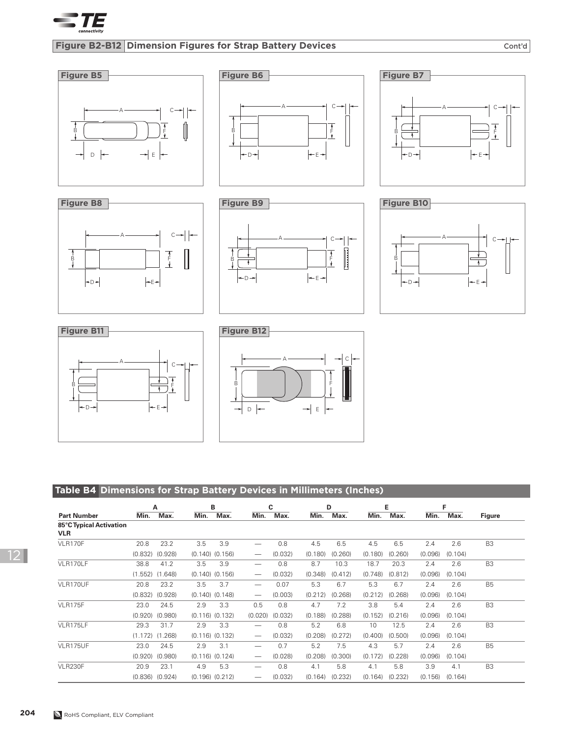## Figure B2-B12 Dimension Figures for Strap Battery Devices (Cont'd)

Figure B5

Figure B6

Figure B7

Figure B8

Figure B9

Figure B10

Figure B11

Figure B12

## Table B4 Dimensions for Strap Battery Devices in Millimeters (Inches)

| Part Number | A | | B | | C | | D | | E | | F | | Figure |
|---|---|---|---|---|---|---|---|---|---|---|---|---|---|
| | Min. | Max. | Min. | Max. | Min. | Max. | Min. | Max. | Min. | Max. | Min. | Max. | |
| **85°C Typical Activation VLR** | | | | | | | | | | | | | |
| VLR170F | 20.8 | 23.2 | 3.5 | 3.9 | — | 0.8 | 4.5 | 6.5 | 4.5 | 6.5 | 2.4 | 2.6 | B3 |
| | (0.832) | (0.928) | (0.140) | (0.156) | — | (0.032) | (0.180) | (0.260) | (0.180) | (0.260) | (0.096) | (0.104) | |
| VLR170LF | 38.8 | 41.2 | 3.5 | 3.9 | — | 0.8 | 8.7 | 10.3 | 18.7 | 20.3 | 2.4 | 2.6 | B3 |
| | (1.552) | (1.648) | (0.140) | (0.156) | — | (0.032) | (0.348) | (0.412) | (0.748) | (0.812) | (0.096) | (0.104) | |
| VLR170UF | 20.8 | 23.2 | 3.5 | 3.7 | — | 0.07 | 5.3 | 6.7 | 5.3 | 6.7 | 2.4 | 2.6 | B5 |
| | (0.832) | (0.928) | (0.140) | (0.148) | — | (0.003) | (0.212) | (0.268) | (0.212) | (0.268) | (0.096) | (0.104) | |
| VLR175F | 23.0 | 24.5 | 2.9 | 3.3 | 0.5 | 0.8 | 4.7 | 7.2 | 3.8 | 5.4 | 2.4 | 2.6 | B3 |
| | (0.920) | (0.980) | (0.116) | (0.132) | (0.020) | (0.032) | (0.188) | (0.288) | (0.152) | (0.216) | (0.096) | (0.104) | |
| VLR175LF | 29.3 | 31.7 | 2.9 | 3.3 | — | 0.8 | 5.2 | 6.8 | 10 | 12.5 | 2.4 | 2.6 | B3 |
| | (1.172) | (1.268) | (0.116) | (0.132) | — | (0.032) | (0.208) | (0.272) | (0.400) | (0.500) | (0.096) | (0.104) | |
| VLR175UF | 23.0 | 24.5 | 2.9 | 3.1 | — | 0.7 | 5.2 | 7.5 | 4.3 | 5.7 | 2.4 | 2.6 | B5 |
| | (0.920) | (0.980) | (0.116) | (0.124) | — | (0.028) | (0.208) | (0.300) | (0.172) | (0.228) | (0.096) | (0.104) | |
| VLR230F | 20.9 | 23.1 | 4.9 | 5.3 | — | 0.8 | 4.1 | 5.8 | 4.1 | 5.8 | 3.9 | 4.1 | B3 |
| | (0.836) | (0.924) | (0.196) | (0.212) | — | (0.032) | (0.164) | (0.232) | (0.164) | (0.232) | (0.156) | (0.164) | |

RoHS Compliant, ELV Compliant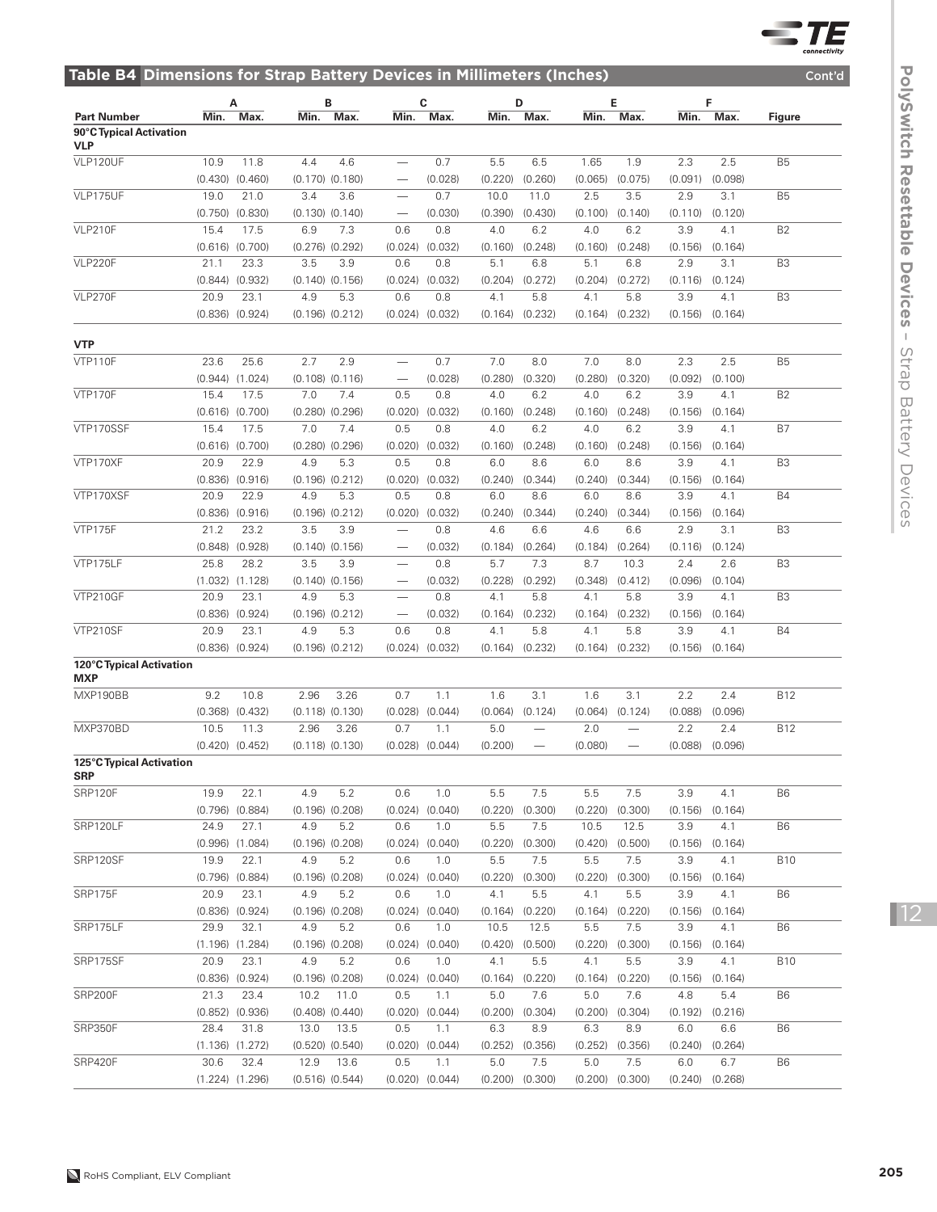## Table B4 Dimensions for Strap Battery Devices in Millimeters (Inches) Cont'd

| Part Number | A Min. | A Max. | B Min. | B Max. | C Min. | C Max. | D Min. | D Max. | E Min. | E Max. | F Min. | F Max. | Figure |
|---|---|---|---|---|---|---|---|---|---|---|---|---|---|
| **90°C Typical Activation** | | | | | | | | | | | | | |
| **VLP** | | | | | | | | | | | | | |
| VLP120UF | 10.9 | 11.8 | 4.4 | 4.6 | — | 0.7 | 5.5 | 6.5 | 1.65 | 1.9 | 2.3 | 2.5 | B5 |
| | (0.430) | (0.460) | (0.170) | (0.180) | — | (0.028) | (0.220) | (0.260) | (0.065) | (0.075) | (0.091) | (0.098) | |
| VLP175UF | 19.0 | 21.0 | 3.4 | 3.6 | — | 0.7 | 10.0 | 11.0 | 2.5 | 3.5 | 2.9 | 3.1 | B5 |
| | (0.750) | (0.830) | (0.130) | (0.140) | — | (0.030) | (0.390) | (0.430) | (0.100) | (0.140) | (0.110) | (0.120) | |
| VLP210F | 15.4 | 17.5 | 6.9 | 7.3 | 0.6 | 0.8 | 4.0 | 6.2 | 4.0 | 6.2 | 3.9 | 4.1 | B2 |
| | (0.616) | (0.700) | (0.276) | (0.292) | (0.024) | (0.032) | (0.160) | (0.248) | (0.160) | (0.248) | (0.156) | (0.164) | |
| VLP220F | 21.1 | 23.3 | 3.5 | 3.9 | 0.6 | 0.8 | 5.1 | 6.8 | 5.1 | 6.8 | 2.9 | 3.1 | B3 |
| | (0.844) | (0.932) | (0.140) | (0.156) | (0.024) | (0.032) | (0.204) | (0.272) | (0.204) | (0.272) | (0.116) | (0.124) | |
| VLP270F | 20.9 | 23.1 | 4.9 | 5.3 | 0.6 | 0.8 | 4.1 | 5.8 | 4.1 | 5.8 | 3.9 | 4.1 | B3 |
| | (0.836) | (0.924) | (0.196) | (0.212) | (0.024) | (0.032) | (0.164) | (0.232) | (0.164) | (0.232) | (0.156) | (0.164) | |
| **VTP** | | | | | | | | | | | | | |
| VTP110F | 23.6 | 25.6 | 2.7 | 2.9 | — | 0.7 | 7.0 | 8.0 | 7.0 | 8.0 | 2.3 | 2.5 | B5 |
| | (0.944) | (1.024) | (0.108) | (0.116) | — | (0.028) | (0.280) | (0.320) | (0.280) | (0.320) | (0.092) | (0.100) | |
| VTP170F | 15.4 | 17.5 | 7.0 | 7.4 | 0.5 | 0.8 | 4.0 | 6.2 | 4.0 | 6.2 | 3.9 | 4.1 | B2 |
| | (0.616) | (0.700) | (0.280) | (0.296) | (0.020) | (0.032) | (0.160) | (0.248) | (0.160) | (0.248) | (0.156) | (0.164) | |
| VTP170SSF | 15.4 | 17.5 | 7.0 | 7.4 | 0.5 | 0.8 | 4.0 | 6.2 | 4.0 | 6.2 | 3.9 | 4.1 | B7 |
| | (0.616) | (0.700) | (0.280) | (0.296) | (0.020) | (0.032) | (0.160) | (0.248) | (0.160) | (0.248) | (0.156) | (0.164) | |
| VTP170XF | 20.9 | 22.9 | 4.9 | 5.3 | 0.5 | 0.8 | 6.0 | 8.6 | 6.0 | 8.6 | 3.9 | 4.1 | B3 |
| | (0.836) | (0.916) | (0.196) | (0.212) | (0.020) | (0.032) | (0.240) | (0.344) | (0.240) | (0.344) | (0.156) | (0.164) | |
| VTP170XSF | 20.9 | 22.9 | 4.9 | 5.3 | 0.5 | 0.8 | 6.0 | 8.6 | 6.0 | 8.6 | 3.9 | 4.1 | B4 |
| | (0.836) | (0.916) | (0.196) | (0.212) | (0.020) | (0.032) | (0.240) | (0.344) | (0.240) | (0.344) | (0.156) | (0.164) | |
| VTP175F | 21.2 | 23.2 | 3.5 | 3.9 | — | 0.8 | 4.6 | 6.6 | 4.6 | 6.6 | 2.9 | 3.1 | B3 |
| | (0.848) | (0.928) | (0.140) | (0.156) | — | (0.032) | (0.184) | (0.264) | (0.184) | (0.264) | (0.116) | (0.124) | |
| VTP175LF | 25.8 | 28.2 | 3.5 | 3.9 | — | 0.8 | 5.7 | 7.3 | 8.7 | 10.3 | 2.4 | 2.6 | B3 |
| | (1.032) | (1.128) | (0.140) | (0.156) | — | (0.032) | (0.228) | (0.292) | (0.348) | (0.412) | (0.096) | (0.104) | |
| VTP210GF | 20.9 | 23.1 | 4.9 | 5.3 | — | 0.8 | 4.1 | 5.8 | 4.1 | 5.8 | 3.9 | 4.1 | B3 |
| | (0.836) | (0.924) | (0.196) | (0.212) | — | (0.032) | (0.164) | (0.232) | (0.164) | (0.232) | (0.156) | (0.164) | |
| VTP210SF | 20.9 | 23.1 | 4.9 | 5.3 | 0.6 | 0.8 | 4.1 | 5.8 | 4.1 | 5.8 | 3.9 | 4.1 | B4 |
| | (0.836) | (0.924) | (0.196) | (0.212) | (0.024) | (0.032) | (0.164) | (0.232) | (0.164) | (0.232) | (0.156) | (0.164) | |
| **120°C Typical Activation** | | | | | | | | | | | | | |
| **MXP** | | | | | | | | | | | | | |
| MXP190BB | 9.2 | 10.8 | 2.96 | 3.26 | 0.7 | 1.1 | 1.6 | 3.1 | 1.6 | 3.1 | 2.2 | 2.4 | B12 |
| | (0.368) | (0.432) | (0.118) | (0.130) | (0.028) | (0.044) | (0.064) | (0.124) | (0.064) | (0.124) | (0.088) | (0.096) | |
| MXP370BD | 10.5 | 11.3 | 2.96 | 3.26 | 0.7 | 1.1 | 5.0 | — | 2.0 | — | 2.2 | 2.4 | B12 |
| | (0.420) | (0.452) | (0.118) | (0.130) | (0.028) | (0.044) | (0.200) | — | (0.080) | — | (0.088) | (0.096) | |
| **125°C Typical Activation** | | | | | | | | | | | | | |
| **SRP** | | | | | | | | | | | | | |
| SRP120F | 19.9 | 22.1 | 4.9 | 5.2 | 0.6 | 1.0 | 5.5 | 7.5 | 5.5 | 7.5 | 3.9 | 4.1 | B6 |
| | (0.796) | (0.884) | (0.196) | (0.208) | (0.024) | (0.040) | (0.220) | (0.300) | (0.220) | (0.300) | (0.156) | (0.164) | |
| SRP120LF | 24.9 | 27.1 | 4.9 | 5.2 | 0.6 | 1.0 | 5.5 | 7.5 | 10.5 | 12.5 | 3.9 | 4.1 | B6 |
| | (0.996) | (1.084) | (0.196) | (0.208) | (0.024) | (0.040) | (0.220) | (0.300) | (0.420) | (0.500) | (0.156) | (0.164) | |
| SRP120SF | 19.9 | 22.1 | 4.9 | 5.2 | 0.6 | 1.0 | 5.5 | 7.5 | 5.5 | 7.5 | 3.9 | 4.1 | B10 |
| | (0.796) | (0.884) | (0.196) | (0.208) | (0.024) | (0.040) | (0.220) | (0.300) | (0.220) | (0.300) | (0.156) | (0.164) | |
| SRP175F | 20.9 | 23.1 | 4.9 | 5.2 | 0.6 | 1.0 | 4.1 | 5.5 | 4.1 | 5.5 | 3.9 | 4.1 | B6 |
| | (0.836) | (0.924) | (0.196) | (0.208) | (0.024) | (0.040) | (0.164) | (0.220) | (0.164) | (0.220) | (0.156) | (0.164) | |
| SRP175LF | 29.9 | 32.1 | 4.9 | 5.2 | 0.6 | 1.0 | 10.5 | 12.5 | 5.5 | 7.5 | 3.9 | 4.1 | B6 |
| | (1.196) | (1.284) | (0.196) | (0.208) | (0.024) | (0.040) | (0.420) | (0.500) | (0.220) | (0.300) | (0.156) | (0.164) | |
| SRP175SF | 20.9 | 23.1 | 4.9 | 5.2 | 0.6 | 1.0 | 4.1 | 5.5 | 4.1 | 5.5 | 3.9 | 4.1 | B10 |
| | (0.836) | (0.924) | (0.196) | (0.208) | (0.024) | (0.040) | (0.164) | (0.220) | (0.164) | (0.220) | (0.156) | (0.164) | |
| SRP200F | 21.3 | 23.4 | 10.2 | 11.0 | 0.5 | 1.1 | 5.0 | 7.6 | 5.0 | 7.6 | 4.8 | 5.4 | B6 |
| | (0.852) | (0.936) | (0.408) | (0.440) | (0.020) | (0.044) | (0.200) | (0.304) | (0.200) | (0.304) | (0.192) | (0.216) | |
| SRP350F | 28.4 | 31.8 | 13.0 | 13.5 | 0.5 | 1.1 | 6.3 | 8.9 | 6.3 | 8.9 | 6.0 | 6.6 | B6 |
| | (1.136) | (1.272) | (0.520) | (0.540) | (0.020) | (0.044) | (0.252) | (0.356) | (0.252) | (0.356) | (0.240) | (0.264) | |
| SRP420F | 30.6 | 32.4 | 12.9 | 13.6 | 0.5 | 1.1 | 5.0 | 7.5 | 5.0 | 7.5 | 6.0 | 6.7 | B6 |
| | (1.224) | (1.296) | (0.516) | (0.544) | (0.020) | (0.044) | (0.200) | (0.300) | (0.200) | (0.300) | (0.240) | (0.268) | |

RoHS Compliant, ELV Compliant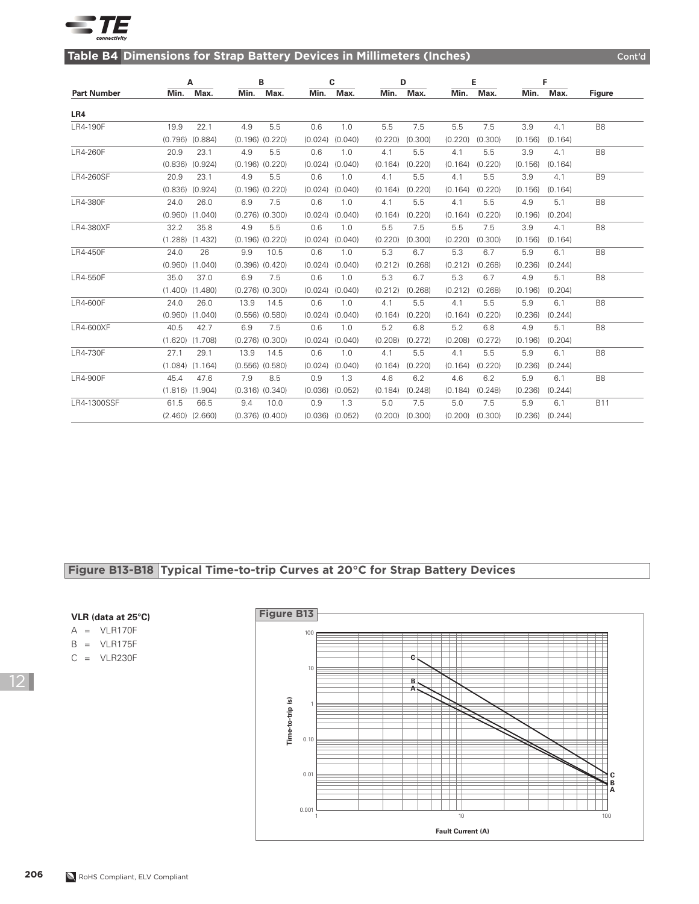## Table B4 Dimensions for Strap Battery Devices in Millimeters (Inches) Cont'd

| Part Number | A Min. | A Max. | B Min. | B Max. | C Min. | C Max. | D Min. | D Max. | E Min. | E Max. | F Min. | F Max. | Figure |
|---|---|---|---|---|---|---|---|---|---|---|---|---|---|
| **LR4** | | | | | | | | | | | | | |
| LR4-190F | 19.9 | 22.1 | 4.9 | 5.5 | 0.6 | 1.0 | 5.5 | 7.5 | 5.5 | 7.5 | 3.9 | 4.1 | B8 |
| | (0.796) | (0.884) | (0.196) | (0.220) | (0.024) | (0.040) | (0.220) | (0.300) | (0.220) | (0.300) | (0.156) | (0.164) | |
| LR4-260F | 20.9 | 23.1 | 4.9 | 5.5 | 0.6 | 1.0 | 4.1 | 5.5 | 4.1 | 5.5 | 3.9 | 4.1 | B8 |
| | (0.836) | (0.924) | (0.196) | (0.220) | (0.024) | (0.040) | (0.164) | (0.220) | (0.164) | (0.220) | (0.156) | (0.164) | |
| LR4-260SF | 20.9 | 23.1 | 4.9 | 5.5 | 0.6 | 1.0 | 4.1 | 5.5 | 4.1 | 5.5 | 3.9 | 4.1 | B9 |
| | (0.836) | (0.924) | (0.196) | (0.220) | (0.024) | (0.040) | (0.164) | (0.220) | (0.164) | (0.220) | (0.156) | (0.164) | |
| LR4-380F | 24.0 | 26.0 | 6.9 | 7.5 | 0.6 | 1.0 | 4.1 | 5.5 | 4.1 | 5.5 | 4.9 | 5.1 | B8 |
| | (0.960) | (1.040) | (0.276) | (0.300) | (0.024) | (0.040) | (0.164) | (0.220) | (0.164) | (0.220) | (0.196) | (0.204) | |
| LR4-380XF | 32.2 | 35.8 | 4.9 | 5.5 | 0.6 | 1.0 | 5.5 | 7.5 | 5.5 | 7.5 | 3.9 | 4.1 | B8 |
| | (1.288) | (1.432) | (0.196) | (0.220) | (0.024) | (0.040) | (0.220) | (0.300) | (0.220) | (0.300) | (0.156) | (0.164) | |
| LR4-450F | 24.0 | 26 | 9.9 | 10.5 | 0.6 | 1.0 | 5.3 | 6.7 | 5.3 | 6.7 | 5.9 | 6.1 | B8 |
| | (0.960) | (1.040) | (0.396) | (0.420) | (0.024) | (0.040) | (0.212) | (0.268) | (0.212) | (0.268) | (0.236) | (0.244) | |
| LR4-550F | 35.0 | 37.0 | 6.9 | 7.5 | 0.6 | 1.0 | 5.3 | 6.7 | 5.3 | 6.7 | 4.9 | 5.1 | B8 |
| | (1.400) | (1.480) | (0.276) | (0.300) | (0.024) | (0.040) | (0.212) | (0.268) | (0.212) | (0.268) | (0.196) | (0.204) | |
| LR4-600F | 24.0 | 26.0 | 13.9 | 14.5 | 0.6 | 1.0 | 4.1 | 5.5 | 4.1 | 5.5 | 5.9 | 6.1 | B8 |
| | (0.960) | (1.040) | (0.556) | (0.580) | (0.024) | (0.040) | (0.164) | (0.220) | (0.164) | (0.220) | (0.236) | (0.244) | |
| LR4-600XF | 40.5 | 42.7 | 6.9 | 7.5 | 0.6 | 1.0 | 5.2 | 6.8 | 5.2 | 6.8 | 4.9 | 5.1 | B8 |
| | (1.620) | (1.708) | (0.276) | (0.300) | (0.024) | (0.040) | (0.208) | (0.272) | (0.208) | (0.272) | (0.196) | (0.204) | |
| LR4-730F | 27.1 | 29.1 | 13.9 | 14.5 | 0.6 | 1.0 | 4.1 | 5.5 | 4.1 | 5.5 | 5.9 | 6.1 | B8 |
| | (1.084) | (1.164) | (0.556) | (0.580) | (0.024) | (0.040) | (0.164) | (0.220) | (0.164) | (0.220) | (0.236) | (0.244) | |
| LR4-900F | 45.4 | 47.6 | 7.9 | 8.5 | 0.9 | 1.3 | 4.6 | 6.2 | 4.6 | 6.2 | 5.9 | 6.1 | B8 |
| | (1.816) | (1.904) | (0.316) | (0.340) | (0.036) | (0.052) | (0.184) | (0.248) | (0.184) | (0.248) | (0.236) | (0.244) | |
| LR4-1300SSF | 61.5 | 66.5 | 9.4 | 10.0 | 0.9 | 1.3 | 5.0 | 7.5 | 5.0 | 7.5 | 5.9 | 6.1 | B11 |
| | (2.460) | (2.660) | (0.376) | (0.400) | (0.036) | (0.052) | (0.200) | (0.300) | (0.200) | (0.300) | (0.236) | (0.244) | |

## Figure B13-B18 Typical Time-to-trip Curves at 20°C for Strap Battery Devices

**VLR (data at 25°C)**

A = VLR170F
B = VLR175F
C = VLR230F

Figure B13

RoHS Compliant, ELV Compliant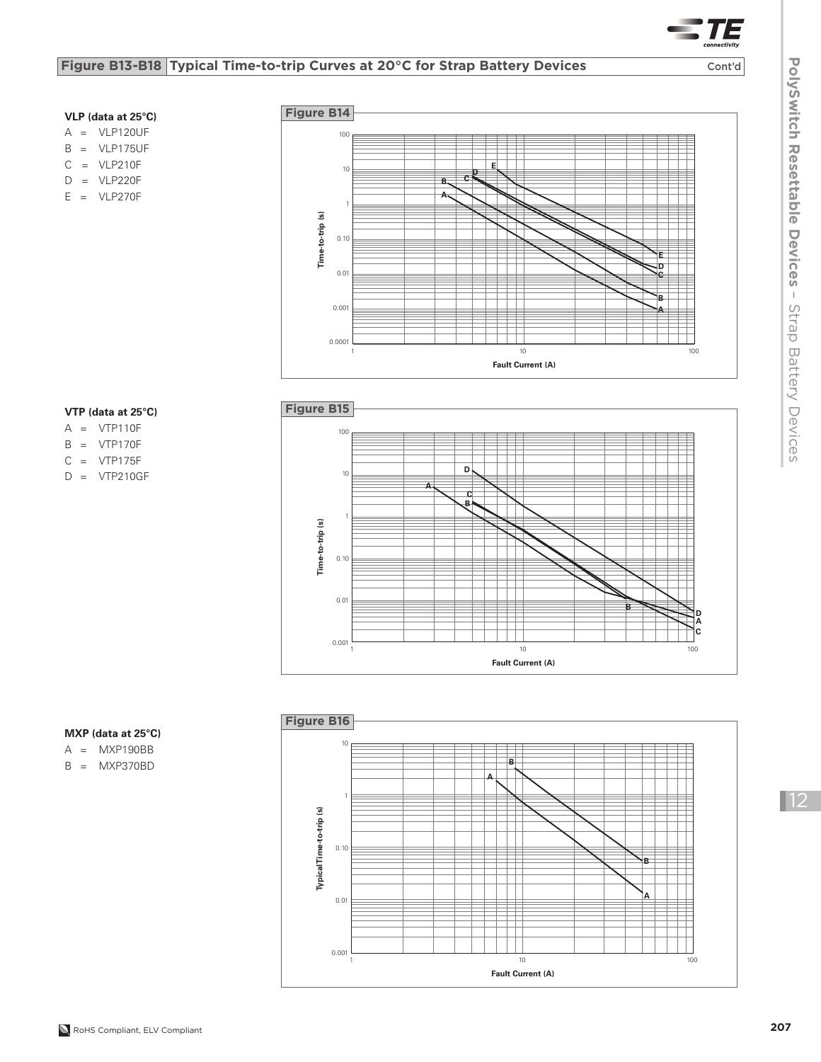## Figure B13-B18 Typical Time-to-trip Curves at 20°C for Strap Battery Devices Cont'd

**VLP (data at 25°C)**

A = VLP120UF
B = VLP175UF
C = VLP210F
D = VLP220F
E = VLP270F

Figure B14

**VTP (data at 25°C)**

A = VTP110F
B = VTP170F
C = VTP175F
D = VTP210GF

Figure B15

**MXP (data at 25°C)**

A = MXP190BB
B = MXP370BD

Figure B16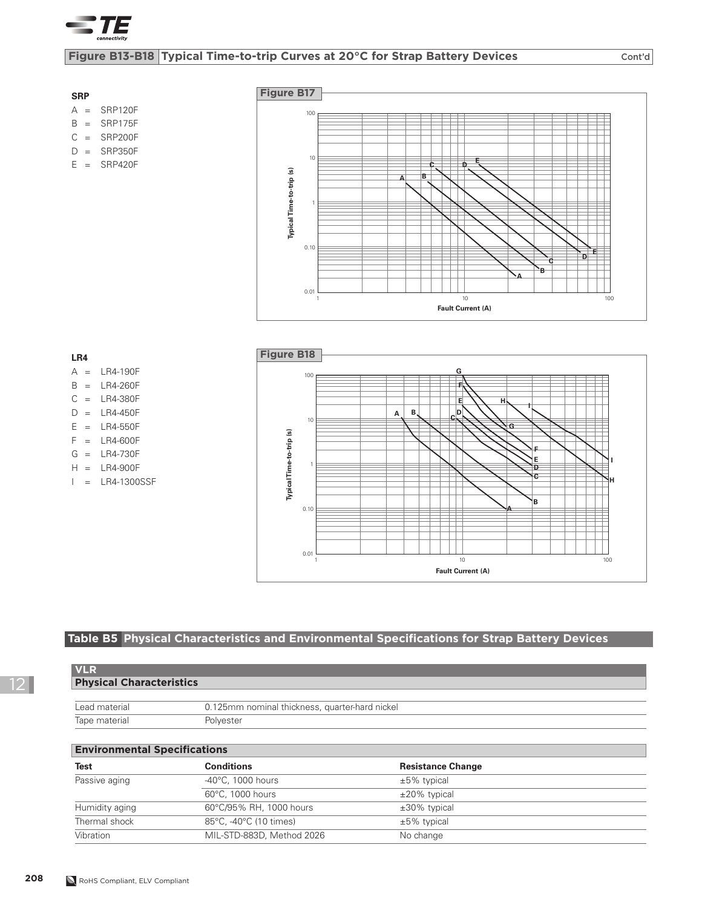## Figure B13-B18 Typical Time-to-trip Curves at 20°C for Strap Battery Devices (Cont'd)

**SRP**

A = SRP120F
B = SRP175F
C = SRP200F
D = SRP350F
E = SRP420F

**Figure B17**

**LR4**

A = LR4-190F
B = LR4-260F
C = LR4-380F
D = LR4-450F
E = LR4-550F
F = LR4-600F
G = LR4-730F
H = LR4-900F
I = LR4-1300SSF

**Figure B18**

## Table B5 Physical Characteristics and Environmental Specifications for Strap Battery Devices

### VLR

**Physical Characteristics**

| | |
|---|---|
| Lead material | 0.125mm nominal thickness, quarter-hard nickel |
| Tape material | Polyester |

**Environmental Specifications**

| Test | Conditions | Resistance Change |
|---|---|---|
| Passive aging | -40°C, 1000 hours | ±5% typical |
| | 60°C, 1000 hours | ±20% typical |
| Humidity aging | 60°C/95% RH, 1000 hours | ±30% typical |
| Thermal shock | 85°C, -40°C (10 times) | ±5% typical |
| Vibration | MIL-STD-883D, Method 2026 | No change |

RoHS Compliant, ELV Compliant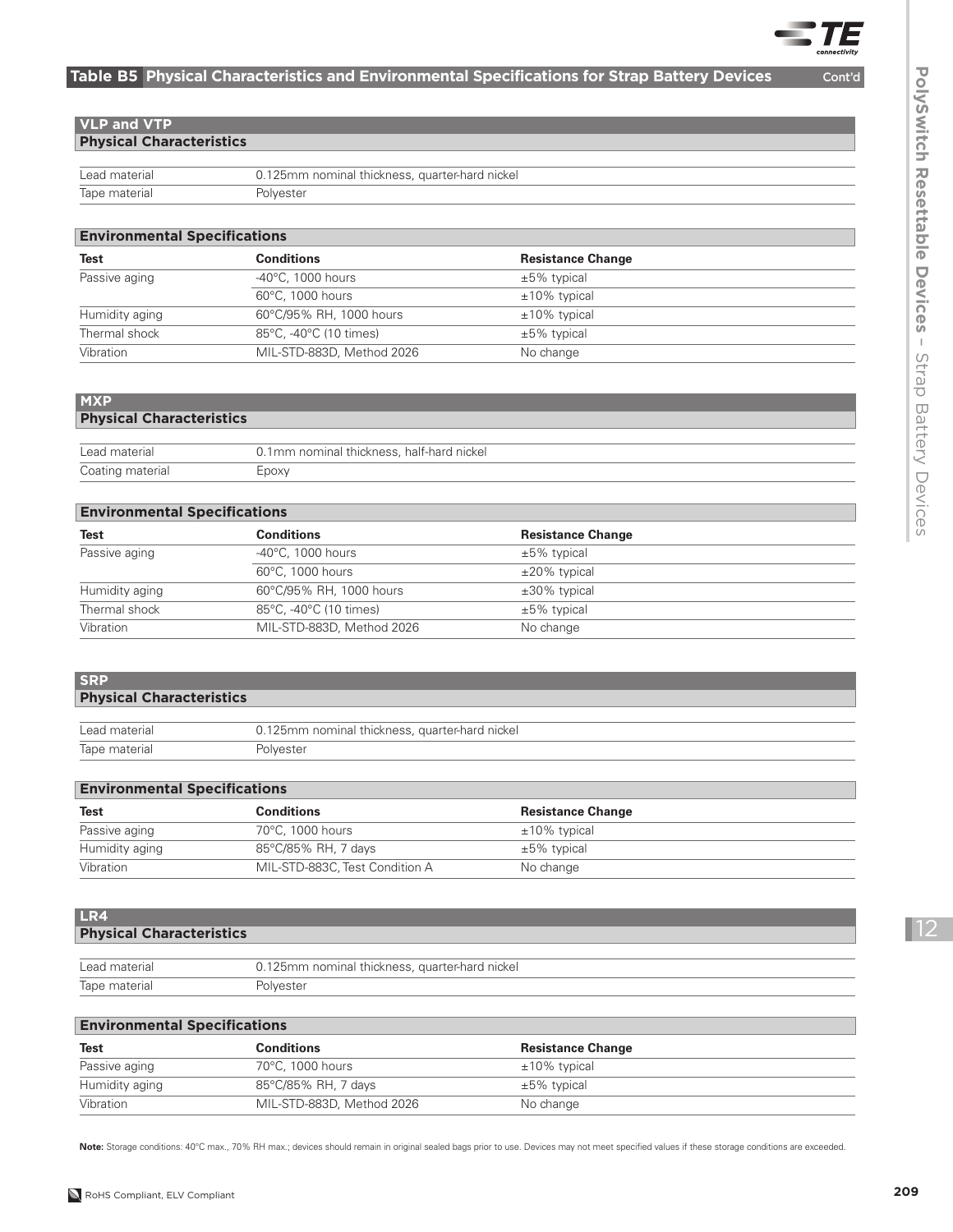## Table B5 Physical Characteristics and Environmental Specifications for Strap Battery Devices Cont'd

### VLP and VTP

#### Physical Characteristics

| | |
|---|---|
| Lead material | 0.125mm nominal thickness, quarter-hard nickel |
| Tape material | Polyester |

#### Environmental Specifications

| Test | Conditions | Resistance Change |
|---|---|---|
| Passive aging | -40°C, 1000 hours | ±5% typical |
| | 60°C, 1000 hours | ±10% typical |
| Humidity aging | 60°C/95% RH, 1000 hours | ±10% typical |
| Thermal shock | 85°C, -40°C (10 times) | ±5% typical |
| Vibration | MIL-STD-883D, Method 2026 | No change |

### MXP

#### Physical Characteristics

| | |
|---|---|
| Lead material | 0.1mm nominal thickness, half-hard nickel |
| Coating material | Epoxy |

#### Environmental Specifications

| Test | Conditions | Resistance Change |
|---|---|---|
| Passive aging | -40°C, 1000 hours | ±5% typical |
| | 60°C, 1000 hours | ±20% typical |
| Humidity aging | 60°C/95% RH, 1000 hours | ±30% typical |
| Thermal shock | 85°C, -40°C (10 times) | ±5% typical |
| Vibration | MIL-STD-883D, Method 2026 | No change |

### SRP

#### Physical Characteristics

| | |
|---|---|
| Lead material | 0.125mm nominal thickness, quarter-hard nickel |
| Tape material | Polyester |

#### Environmental Specifications

| Test | Conditions | Resistance Change |
|---|---|---|
| Passive aging | 70°C, 1000 hours | ±10% typical |
| Humidity aging | 85°C/85% RH, 7 days | ±5% typical |
| Vibration | MIL-STD-883C, Test Condition A | No change |

### LR4

#### Physical Characteristics

| | |
|---|---|
| Lead material | 0.125mm nominal thickness, quarter-hard nickel |
| Tape material | Polyester |

#### Environmental Specifications

| Test | Conditions | Resistance Change |
|---|---|---|
| Passive aging | 70°C, 1000 hours | ±10% typical |
| Humidity aging | 85°C/85% RH, 7 days | ±5% typical |
| Vibration | MIL-STD-883D, Method 2026 | No change |

**Note:** Storage conditions: 40°C max., 70% RH max.; devices should remain in original sealed bags prior to use. Devices may not meet specified values if these storage conditions are exceeded.

RoHS Compliant, ELV Compliant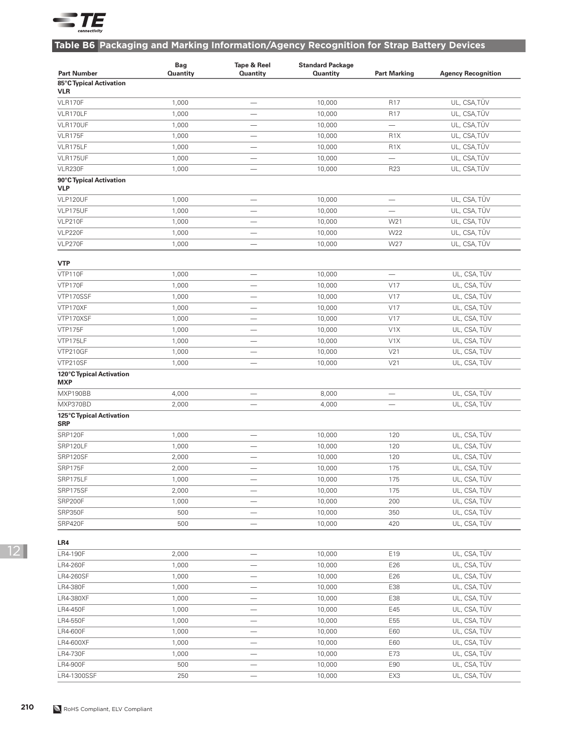## Table B6 Packaging and Marking Information/Agency Recognition for Strap Battery Devices

| Part Number | Bag Quantity | Tape & Reel Quantity | Standard Package Quantity | Part Marking | Agency Recognition |
|---|---|---|---|---|---|
| **85°C Typical Activation** | | | | | |
| **VLR** | | | | | |
| VLR170F | 1,000 | — | 10,000 | R17 | UL, CSA,TÜV |
| VLR170LF | 1,000 | — | 10,000 | R17 | UL, CSA,TÜV |
| VLR170UF | 1,000 | — | 10,000 | — | UL, CSA,TÜV |
| VLR175F | 1,000 | — | 10,000 | R1X | UL, CSA,TÜV |
| VLR175LF | 1,000 | — | 10,000 | R1X | UL, CSA,TÜV |
| VLR175UF | 1,000 | — | 10,000 | — | UL, CSA,TÜV |
| VLR230F | 1,000 | — | 10,000 | R23 | UL, CSA,TÜV |
| **90°C Typical Activation** | | | | | |
| **VLP** | | | | | |
| VLP120UF | 1,000 | — | 10,000 | — | UL, CSA, TÜV |
| VLP175UF | 1,000 | — | 10,000 | — | UL, CSA, TÜV |
| VLP210F | 1,000 | — | 10,000 | W21 | UL, CSA, TÜV |
| VLP220F | 1,000 | — | 10,000 | W22 | UL, CSA, TÜV |
| VLP270F | 1,000 | — | 10,000 | W27 | UL, CSA, TÜV |
| **VTP** | | | | | |
| VTP110F | 1,000 | — | 10,000 | — | UL, CSA, TÜV |
| VTP170F | 1,000 | — | 10,000 | V17 | UL, CSA, TÜV |
| VTP170SSF | 1,000 | — | 10,000 | V17 | UL, CSA, TÜV |
| VTP170XF | 1,000 | — | 10,000 | V17 | UL, CSA, TÜV |
| VTP170XSF | 1,000 | — | 10,000 | V17 | UL, CSA, TÜV |
| VTP175F | 1,000 | — | 10,000 | V1X | UL, CSA, TÜV |
| VTP175LF | 1,000 | — | 10,000 | V1X | UL, CSA, TÜV |
| VTP210GF | 1,000 | — | 10,000 | V21 | UL, CSA, TÜV |
| VTP210SF | 1,000 | — | 10,000 | V21 | UL, CSA, TÜV |
| **120°C Typical Activation** | | | | | |
| **MXP** | | | | | |
| MXP190BB | 4,000 | — | 8,000 | — | UL, CSA, TÜV |
| MXP370BD | 2,000 | — | 4,000 | — | UL, CSA, TÜV |
| **125°C Typical Activation** | | | | | |
| **SRP** | | | | | |
| SRP120F | 1,000 | — | 10,000 | 120 | UL, CSA, TÜV |
| SRP120LF | 1,000 | — | 10,000 | 120 | UL, CSA, TÜV |
| SRP120SF | 2,000 | — | 10,000 | 120 | UL, CSA, TÜV |
| SRP175F | 2,000 | — | 10,000 | 175 | UL, CSA, TÜV |
| SRP175LF | 1,000 | — | 10,000 | 175 | UL, CSA, TÜV |
| SRP175SF | 2,000 | — | 10,000 | 175 | UL, CSA, TÜV |
| SRP200F | 1,000 | — | 10,000 | 200 | UL, CSA, TÜV |
| SRP350F | 500 | — | 10,000 | 350 | UL, CSA, TÜV |
| SRP420F | 500 | — | 10,000 | 420 | UL, CSA, TÜV |
| **LR4** | | | | | |
| LR4-190F | 2,000 | — | 10,000 | E19 | UL, CSA, TÜV |
| LR4-260F | 1,000 | — | 10,000 | E26 | UL, CSA, TÜV |
| LR4-260SF | 1,000 | — | 10,000 | E26 | UL, CSA, TÜV |
| LR4-380F | 1,000 | — | 10,000 | E38 | UL, CSA, TÜV |
| LR4-380XF | 1,000 | — | 10,000 | E38 | UL, CSA, TÜV |
| LR4-450F | 1,000 | — | 10,000 | E45 | UL, CSA, TÜV |
| LR4-550F | 1,000 | — | 10,000 | E55 | UL, CSA, TÜV |
| LR4-600F | 1,000 | — | 10,000 | E60 | UL, CSA, TÜV |
| LR4-600XF | 1,000 | — | 10,000 | E60 | UL, CSA, TÜV |
| LR4-730F | 1,000 | — | 10,000 | E73 | UL, CSA, TÜV |
| LR4-900F | 500 | — | 10,000 | E90 | UL, CSA, TÜV |
| LR4-1300SSF | 250 | — | 10,000 | EX3 | UL, CSA, TÜV |

RoHS Compliant, ELV Compliant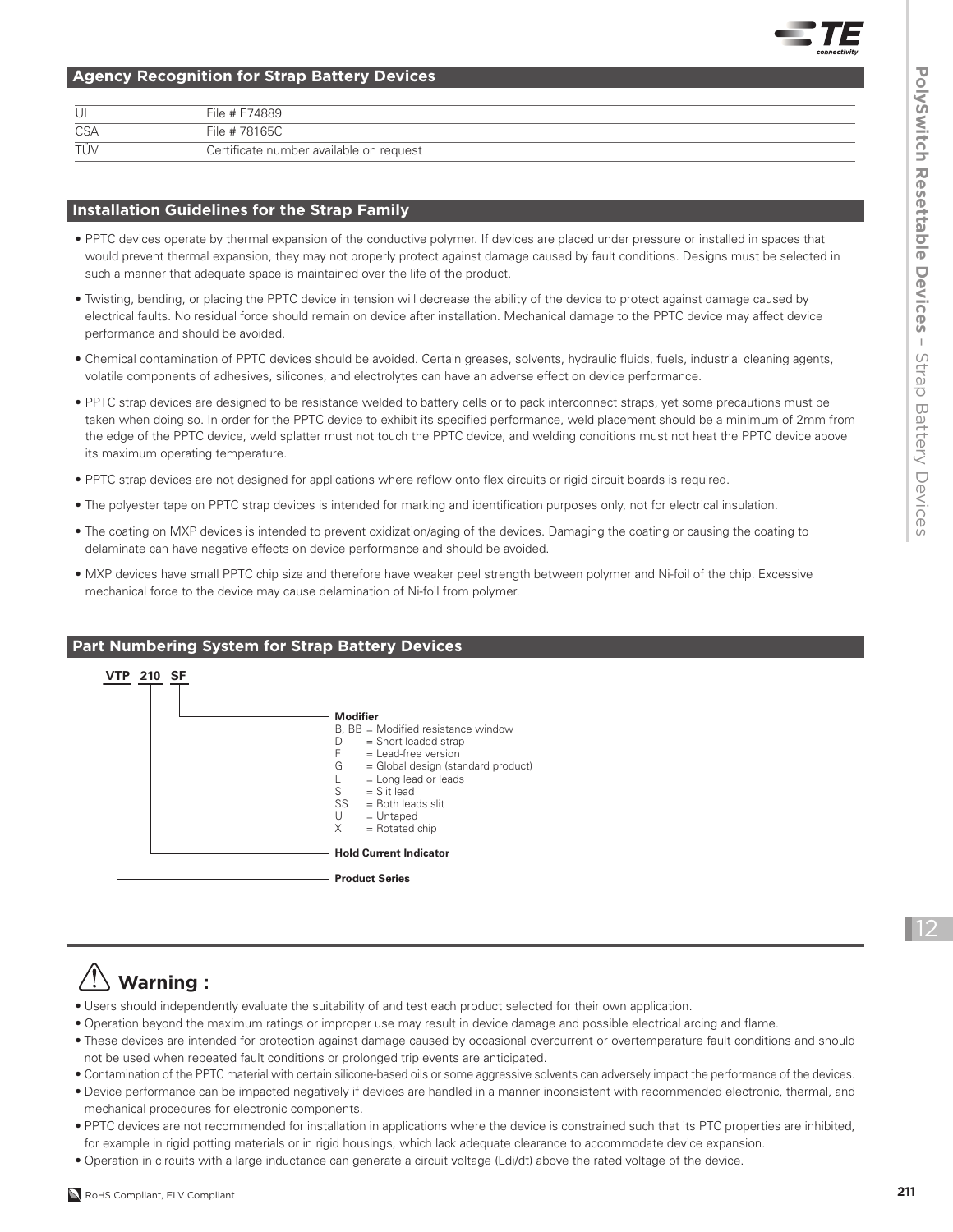## Agency Recognition for Strap Battery Devices

| | |
|---|---|
| UL | File # E74889 |
| CSA | File # 78165C |
| TÜV | Certificate number available on request |

## Installation Guidelines for the Strap Family

- PPTC devices operate by thermal expansion of the conductive polymer. If devices are placed under pressure or installed in spaces that would prevent thermal expansion, they may not properly protect against damage caused by fault conditions. Designs must be selected in such a manner that adequate space is maintained over the life of the product.
- Twisting, bending, or placing the PPTC device in tension will decrease the ability of the device to protect against damage caused by electrical faults. No residual force should remain on device after installation. Mechanical damage to the PPTC device may affect device performance and should be avoided.
- Chemical contamination of PPTC devices should be avoided. Certain greases, solvents, hydraulic fluids, fuels, industrial cleaning agents, volatile components of adhesives, silicones, and electrolytes can have an adverse effect on device performance.
- PPTC strap devices are designed to be resistance welded to battery cells or to pack interconnect straps, yet some precautions must be taken when doing so. In order for the PPTC device to exhibit its specified performance, weld placement should be a minimum of 2mm from the edge of the PPTC device, weld splatter must not touch the PPTC device, and welding conditions must not heat the PPTC device above its maximum operating temperature.
- PPTC strap devices are not designed for applications where reflow onto flex circuits or rigid circuit boards is required.
- The polyester tape on PPTC strap devices is intended for marking and identification purposes only, not for electrical insulation.
- The coating on MXP devices is intended to prevent oxidization/aging of the devices. Damaging the coating or causing the coating to delaminate can have negative effects on device performance and should be avoided.
- MXP devices have small PPTC chip size and therefore have weaker peel strength between polymer and Ni-foil of the chip. Excessive mechanical force to the device may cause delamination of Ni-foil from polymer.

## Part Numbering System for Strap Battery Devices

**VTP 210 SF**

- **VTP** — **Product Series**
- **210** — **Hold Current Indicator**
- **SF** — **Modifier**
  - B, BB = Modified resistance window
  - D = Short leaded strap
  - F = Lead-free version
  - G = Global design (standard product)
  - L = Long lead or leads
  - S = Slit lead
  - SS = Both leads slit
  - U = Untaped
  - X = Rotated chip

## ⚠ Warning :

- Users should independently evaluate the suitability of and test each product selected for their own application.
- Operation beyond the maximum ratings or improper use may result in device damage and possible electrical arcing and flame.
- These devices are intended for protection against damage caused by occasional overcurrent or overtemperature fault conditions and should not be used when repeated fault conditions or prolonged trip events are anticipated.
- Contamination of the PPTC material with certain silicone-based oils or some aggressive solvents can adversely impact the performance of the devices.
- Device performance can be impacted negatively if devices are handled in a manner inconsistent with recommended electronic, thermal, and mechanical procedures for electronic components.
- PPTC devices are not recommended for installation in applications where the device is constrained such that its PTC properties are inhibited, for example in rigid potting materials or in rigid housings, which lack adequate clearance to accommodate device expansion.
- Operation in circuits with a large inductance can generate a circuit voltage (Ldi/dt) above the rated voltage of the device.

RoHS Compliant, ELV Compliant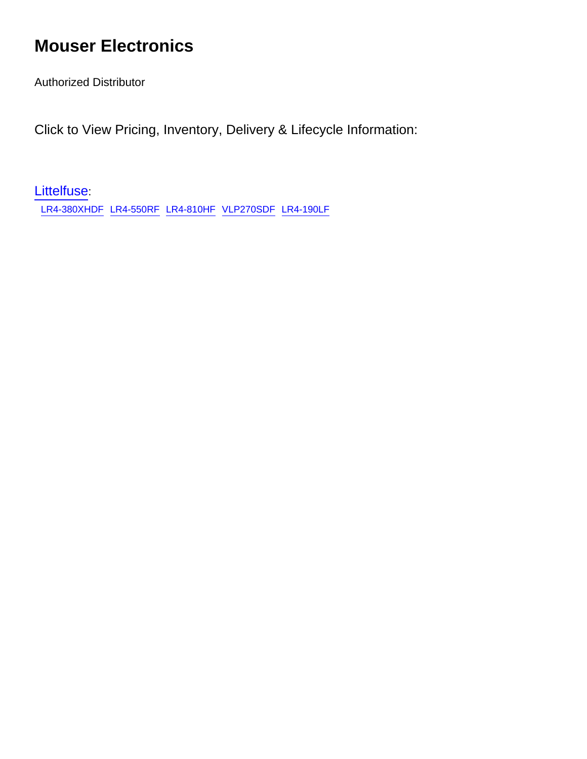# Mouser Electronics

Authorized Distributor

Click to View Pricing, Inventory, Delivery & Lifecycle Information:

Littelfuse:

LR4-380XHDF LR4-550RF LR4-810HF VLP270SDF LR4-190LF